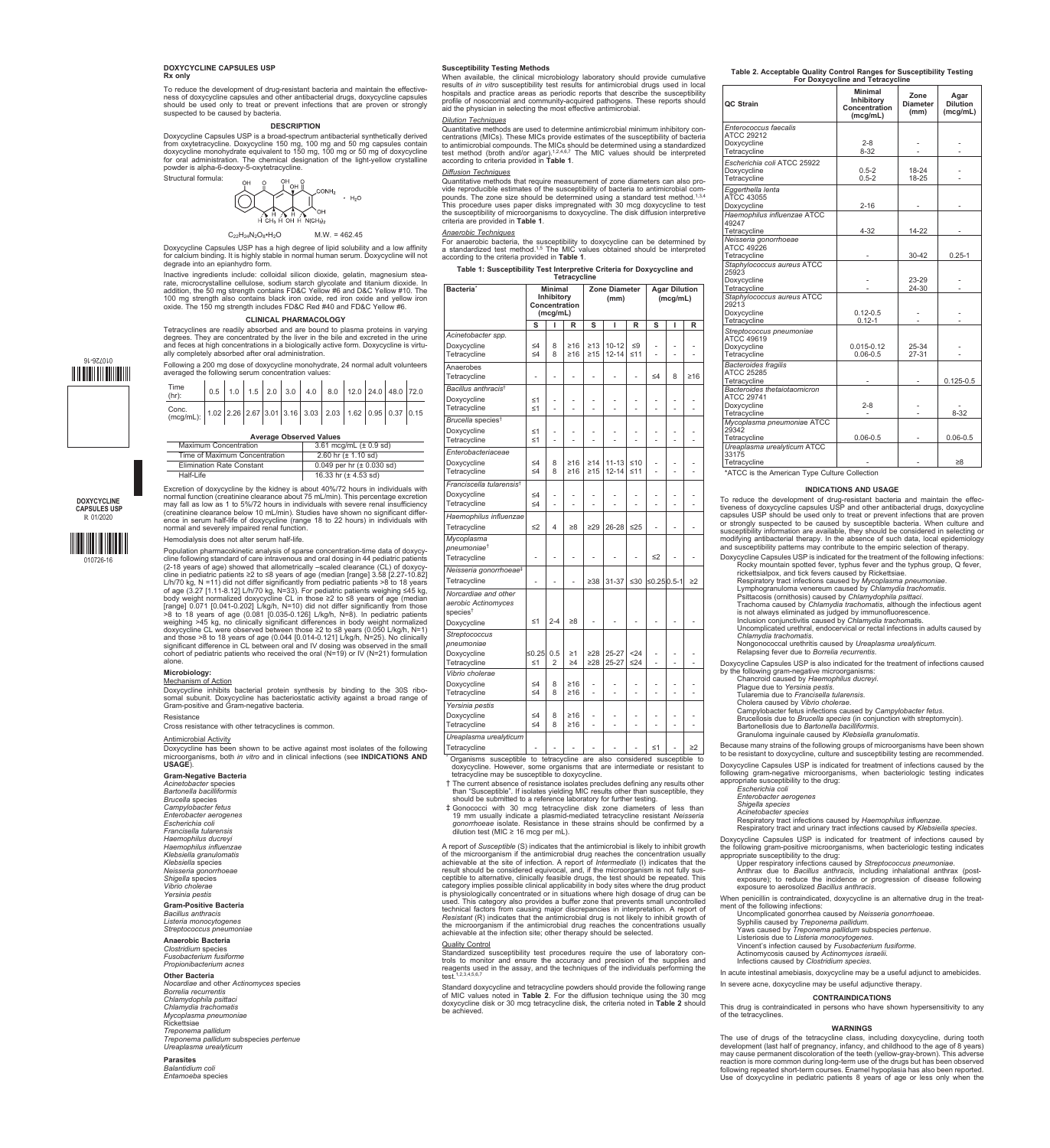# **DOXYCYCLINE CAPSULES USP Rx only**

To reduce the development of drug-resistant bacteria and maintain the effective-<br>ness of doxycycline capsules and other antibacterial drugs, doxycycline capsules<br>should be used only to treat or prevent infections that are suspected to be caused by bacteria.

**DESCRIPTION**<br>from oxytetracycline. Doxycycline are broad-spectrum antibacterial synthetically derived<br>from oxytetracycline. Doxycycline for mg, 100 mg and 50 mg capsules contain<br>doxycycline monohydrate equivalent to 150 m powder is alpha-6-deoxy-5-oxytetracycline.

Structural formula:

 $\frac{1}{2}$ CONH<sub>2</sub>  $\cdot$  H<sub>2</sub>O `ОН  $N$ (CH<sub>3</sub>)<sub>2</sub>

rate, microcrystalline cellulose, sodium starch glycolate and titanium dioxide. In<br>addition, the 50 mg strength contains FD&C Yellow #6 and D&C Yellow #10. The<br>100 mg strength also contains black iron oxide, red iron oxide oxide. The 150 mg strength includes FD&C Red #40 and FD&C Yellow #6.

Tetracyclines are readily absorbed and are bound to plasma proteins in varying degrees. They are concentrated by the liver in the bile and excreted in the urine and feces at high concentrations in a biologically active form. Doxycycline is virtually completely absorbed after oral administration.

Following a 200 mg dose of doxycycline monohydrate, 24 normal adult volunteers averaged the following serum concentration values:



# **Average Observed Values**

| Maximum Concentration            | 3.61 mcg/mL $(\pm 0.9 \text{ sd})$    |
|----------------------------------|---------------------------------------|
| Time of Maximum Concentration    | 2.60 hr $(\pm 1.10 \text{ sd})$       |
| <b>Elimination Rate Constant</b> | 0.049 per hr $(\pm 0.030 \text{ sd})$ |
| Half-Life                        | 16.33 hr $(\pm 4.53 \text{ sd})$      |

Excretion of doxycycline by the kidney is about 40%/72 hours in individuals with normal function (creatinine clearance about 75 mL/min). This percentage excretion may fall as low as 1 to 5%/72 hours in individuals with severe renal insufficiency (creatinine clearance below 10 mL/min). Studies have shown no significant difference in serum half-life of doxycycline (range 18 to 22 hours) in individuals with normal and severely impaired renal function.

# Hemodialysis does not alter serum half-life.

Population pharmacokinetic analysis of sparse concentration-time data of doxycycline following standard of care intravenous and oral dosing in 44 pediatric paties<br>(2-18 years of age) showed that allometrically –scaled clearance (CL) of doxycy-<br>cline in pediatric patients  $\geq 2$  to  $\leq 8$  years of significant difference in CL between oral and IV dosing was observed in the small cohort of pediatric patients who received the oral (N=19) or IV (N=21) formulation alone.

**DOXYCYCLINE CAPSULES USP** R 01/2020

91-97/010

<u> HIII HIII HIII HIII HII</u>

010726-16

# **Microbiology:**  Mechanism of Action

Doxycycline inhibits bacterial protein synthesis by binding to the 30S ribo-somal subunit. Doxycycline has bacteriostatic activity against a broad range of Gram-positive and Gram-negative bacteria.

Resistance Cross resistance with other tetracyclines is common.

# **Antimicrobial Activity**

Doxycycline has been shown to be active against most isolates of the following microorganisms, both *in vitro* and in clinical infections (see **INDICATIONS AND USAGE**).

**Gram-Negative Bacteria**

*Acinetobacter* species *Bartonella bacilliformis Brucella* species *Campylobacter fetus Enterobacter aerogenes Escherichia coli Francisella tularensis Haemophilus ducreyi Haemophilus influenzae Klebsiella granulomatis Klebsiella* species *Neisseria gonorrhoeae Shigella* species *Vibrio cholerae Yersinia pestis*

#### **Gram-Positive Bacteria** *Bacillus anthracis Listeria monocytogenes Streptococcus pneumoniae*

**Anaerobic Bacteria** *Clostridium* species *Fusobacterium fusiforme Propionibacterium acnes*

#### **Other Bacteria**

*Nocardiae* and other *Actinomyces* species *Borrelia recurrentis* 

# *Chlamydophila psittaci*

*Chlamydia trachomatis Mycoplasma pneumoniae*  Rickettsiae *Treponema pallidum Treponema pallidum* subspecies *pertenue Ureaplasma urealyticum*

#### **Parasites** *Balantidium coli*

*Entamoeba* species

### **Susceptibility Testing Methods**

When available, the clinical microbiology laboratory should provide cumulative<br>results of *in vitro* susceptibility test results for antimicrobial drugs used in local<br>hospitals and practice areas as periodic reports that d profile of nosocomial and community-acquired pathogens. These reports should aid the physician in selecting the most effective antimicrobial.

## *Dilution Techniques*

Quantitative methods are used to determine antimicrobial minimum inhibitory concentrations (MICs). These MICs provide estimates of the susceptibility of bacteria<br>to antimicrobial compounds. The MICs should be determined using a standardized<br>test\_method\_(broth\_and/or\_agar).<sup>1,2,4,6,7</sup>\_The\_MIC\_values\_s

## *Diffusion Techniques*

Quantitative methods that require measurement of zone diameters can also provide reproducible estimates of the susceptibility of bacteria to antimicrobial com-<br>pounds. The zone size should be determined using a standard test method.<sup>1,3,4</sup><br>This procedure uses paper disks impregnated with 30 mcg do

### *Anaerobic Techniques*

For anaerobic bacteria, the susceptibility to doxycycline can be determined by a standardized test method.1,5 The MIC values obtained should be interpreted according to the criteria provided in **Table 1**.

# **Table 1: Susceptibility Test Interpretive Criteria for Doxycycline and Tetracycline**

| Bacteria <sup>*</sup>                                                              |                      | <b>Minimal</b><br>Inhibitory<br>Concentration<br>(mcg/mL) |                        | Zone Diameter<br>(mm)  |                        |                 | <b>Agar Dilution</b><br>(mcg/mL) |          |           |  |
|------------------------------------------------------------------------------------|----------------------|-----------------------------------------------------------|------------------------|------------------------|------------------------|-----------------|----------------------------------|----------|-----------|--|
|                                                                                    | s                    | ı                                                         | R                      | S                      | ı                      | R               | s                                | ı        | R         |  |
| Acinetobacter spp.<br>Doxycycline<br>Tetracycline                                  | $\leq 4$<br>$\leq 4$ | 8<br>8                                                    | $\geq 16$<br>$\geq 16$ | $\geq 13$<br>$\geq 15$ | $10 - 12$<br>$12 - 14$ | $\leq 9$<br>≤11 |                                  |          |           |  |
| Anaerobes<br>Tetracycline                                                          |                      |                                                           |                        |                        |                        |                 | $\leq 4$                         | 8        | $\geq 16$ |  |
| Bacillus anthracis <sup>t</sup><br>Doxycycline<br>Tetracycline                     | $\leq 1$<br>$\leq 1$ | ä,                                                        |                        |                        |                        |                 |                                  |          |           |  |
| Brucella species <sup>t</sup><br>Doxycycline<br>Tetracycline                       | $\leq 1$<br>$\leq 1$ |                                                           |                        |                        |                        |                 |                                  |          |           |  |
| Enterobacteriaceae<br>Doxycycline<br>Tetracycline                                  | $\leq 4$<br>$\leq 4$ | 8<br>R                                                    | $\geq 16$<br>$\geq 16$ | $\geq 14$<br>$\geq 15$ | $11 - 13$<br>$12 - 14$ | ≤10<br>≤11      |                                  |          |           |  |
| Franciscella tularensis <sup>t</sup><br>Doxycycline<br>Tetracycline                | $\leq 4$<br>$\leq 4$ | ä,                                                        |                        |                        |                        |                 |                                  |          |           |  |
| Haemophilus influenzae<br>Tetracycline                                             | $\leq$ 2             | $\overline{\mathbf{4}}$                                   | $\geq 8$               | $\geq$ 29              | 26-28                  | ≤25             |                                  |          |           |  |
| Mycoplasma<br>pneumoniae <sup>t</sup><br>Tetracycline                              |                      | ä,                                                        | ä,                     | ä,                     |                        | ä,              | $\leq$ 2                         |          |           |  |
| Neisseria gonorrhoeae <sup>‡</sup><br>Tetracycline                                 | ÷,                   | ÷,                                                        | L                      | $\geq 38$              | 31-37                  | ≤30             | ≤0.25l0.5-1                      |          | $\geq$ 2  |  |
| Norcardiae and other<br>aerobic Actinomyces<br>species <sup>†</sup><br>Doxycycline | $\leq 1$             | $2 - 4$                                                   | $\geq 8$               |                        |                        |                 |                                  |          |           |  |
| <b>Streptococcus</b><br>pneumoniae<br>Doxycycline                                  | ≤0.25<br>$\leq 1$    | 0.5<br>$\overline{2}$                                     | $\geq$ 1<br>$\geq 4$   | $\geq$ 28<br>$\geq$ 28 | $25 - 27$<br>$25 - 27$ | 24<br>$\leq$ 24 | ä,<br>L,                         | ä,<br>÷, |           |  |
| Tetracycline<br>Vibrio cholerae<br>Doxycycline<br>Tetracycline                     | $\leq 4$<br>$\leq 4$ | 8<br>8                                                    | $\geq 16$<br>$\geq 16$ | L                      | L                      | L               |                                  |          |           |  |
| Yersinia pestis<br>Doxycycline<br>Tetracycline                                     | $\leq 4$<br>$\leq 4$ | 8<br>8                                                    | $\geq 16$<br>$\geq 16$ | i.<br>L                | ä,                     | ä,              |                                  |          |           |  |
| Ureaplasma urealyticum<br>Tetracycline                                             |                      |                                                           |                        |                        |                        |                 | $\leq 1$                         |          | $\geq$ 2  |  |

\* Organisms susceptible to tetracycline are also considered susceptible to

- doxycycline. However, some organisms that are intermediate or resistant to tetracycline may be susceptible to doxycycline. † The current absence of resistance isolates precludes defining any results other
- than "Susceptible". If isolates yielding MIC results other than susceptible, they<br>should be submitted to a reference laboratory for further testing.<br>4 Gonococci with 30 mcg tetracycline disk zone diameters of less than<br>19
- *gonorrhoeae* isolate. Resistance in these strains should be confirmed by a dilution test (MIC ≥ 16 mcg per mL).

A report of *Susceptible* (S) indicates that the antimicrobial is likely to inhibit growth of the microorganism if the antimicrobial drug reaches the concentration usually<br>achievable at the site of infection. A report of *Intermediate* (I) indicates that the<br>result should be considered equivocal, and, if the mic is physiologically concentrated or in situations where high dosage of drug can be used. This category also provides a buffer zone that prevents small uncontrolled<br>technical factors from causing major discrepancies in interpretation. A report of<br>*Resistant* (R) indicates that the antimicrobial drug is no the microorganism if the antimicrobial drug reaches the concentrations usually achievable at the infection site; other therapy should be selected.

Quality Control Standardized susceptibility test procedures require the use of laboratory controls to monitor and ensure the accuracy and precision of the supplies and<br>reagents used in the assay, and the techniques of the individuals performing the<br>test.<sup>1,2,3,4,5,6,7</sup>

Standard doxycycline and tetracycline powders should provide the following range<br>of MIC values noted in T**able** 2. For the diffusion technique using the 30 mcg<br>doxycycline disk or 30 mcg tetracycline disk, the criteria not be achieved.

# **Table 2. Acceptable Quality Control Ranges for Susceptibility Testing For Doxycycline and Tetracycline**

| QC Strain                                                                        | Minimal<br><b>Inhibitory</b><br>Concentration<br>(mcq/mL) | Zone<br><b>Diameter</b><br>(mm) | Agar<br><b>Dilution</b><br>(mcq/mL) |
|----------------------------------------------------------------------------------|-----------------------------------------------------------|---------------------------------|-------------------------------------|
| Enterococcus faecalis<br><b>ATCC 29212</b><br>Doxycycline<br>Tetracycline        | $2 - 8$<br>$8-32$                                         |                                 |                                     |
| Escherichia coli ATCC 25922<br>Doxycycline<br>Tetracycline                       | $0.5 - 2$<br>$0.5 - 2$                                    | 18-24<br>18-25                  |                                     |
| Eggerthella lenta<br>ATCC 43055<br>Doxycycline                                   | $2 - 16$                                                  |                                 |                                     |
| Haemophilus influenzae ATCC<br>49247<br>Tetracycline                             | $4 - 32$                                                  | 14-22                           |                                     |
| Neisseria gonorrhoeae<br>ATCC 49226<br>Tetracycline                              |                                                           | 30-42                           | $0.25 - 1$                          |
| Staphylococcus aureus ATCC<br>25923<br>Doxycycline<br>Tetracycline               |                                                           | 23-29<br>24-30                  |                                     |
| Staphylococcus aureus ATCC<br>29213<br>Doxycycline<br>Tetracycline               | $0.12 - 0.5$<br>$0.12 - 1$                                |                                 |                                     |
| Streptococcus pneumoniae<br>ATCC 49619<br>Doxycycline<br>Tetracycline            | $0.015 - 0.12$<br>$0.06 - 0.5$                            | 25-34<br>$27 - 31$              |                                     |
| <b>Bacteroides fragilis</b><br><b>ATCC 25285</b><br>Tetracycline                 |                                                           |                                 | $0.125 - 0.5$                       |
| Bacteroides thetaiotaomicron<br><b>ATCC 29741</b><br>Doxycycline<br>Tetracycline | $2 - 8$                                                   |                                 | $8 - 32$                            |
| Mycoplasma pneumoniae ATCC<br>29342<br>Tetracycline                              | $0.06 - 0.5$                                              |                                 | $0.06 - 0.5$                        |
| Ureaplasma urealyticum ATCC<br>33175<br>Tetracycline                             |                                                           |                                 | ≥8                                  |

\*ATCC is the American Type Culture Collection

#### **INDICATIONS AND USAGE**

To reduce the development of drug-resistant bacteria and maintain the effec-<br>tiveness of doxycycline capsules USP and other antibacterial drugs, doxycycline<br>capsules USP should be used only to treat or prevent infections t or strongly suspected to be caused by susceptible bacteria. When culture and<br>susceptibility information are available, they should be considered in selecting or<br>modifying antibacterial therapy. In the absence of such data,

Doxycycline Capsules USP is indicated for the treatment of the following infections: Rocky mountain spotted fever, typhus fever and the typhus group, Q fever,<br>rickettsialpox, and tick fevers caused by Rickettsiae.<br>Respiratory tract infections caused by Mycoplasma pneumoniae.<br>Lymphogranuloma venereum caused

- 
- 

Psittacosis (ornithosis) caused by *Chlamydophila psittaci*.<br>Trachoma caused by *Chlamydia trachomatis*, although the infectious agent<br>is not always eliminated as judged by immunofluorescence.<br>Inclusion conjunctivitis caus

- 
- *Chlamydia trachomatis*.

Nongonococcal urethritis caused by *Ureaplasma urealyticum*. Relapsing fever due to *Borrelia recurrentis*.

Doxycycline Capsules USP is also indicated for the treatment of infections caused

by the following gram-negative microorganisms: Chancroid caused by *Haemophilus ducreyi*.

- Plague due to *Yersinia pestis*. Tularemia due to *Francisella tularensis*.
- 

Cholera caused by *Vibrio cholerae.*<br>Campylobacter fetus infections caused by *Campylobacter fetus.*<br>Brucellosis due to *Brucella species* (in conjunction with streptomycin).<br>Bartonellosis due to *Bartonella bacilliformis.* 

- 
- Granuloma inguinale caused by *Klebsiella granulomatis*.

Because many strains of the following groups of microorganisms have been shown to be resistant to doxycycline, culture and susceptibility testing are recommended.

Doxycycline Capsules USP is indicated for treatment of infections caused by the following gram-negative microorganisms, when bacteriologic testing indicates appropriate susceptibility to the drug:

- *Escherichia coli Enterobacter aerogenes*
	- *Shigella species*
	- *Acinetobacter species*

Respiratory tract infections caused by *Haemophilus influenzae*. Respiratory tract and urinary tract infections caused by *Klebsiella species*.

Doxycycline Capsules USP is indicated for treatment of infections caused by the following gram-positive microorganisms, when bacteriologic testing indicates

appropriate susceptibility to the drug:<br>Upper respiratory infections caused by *Streptococcus pneumoniae.*<br>Anthrax due to *Bacillus anthracis*, including inhalational anthrax (post-

exposure); to reduce the incidence or progression of disease following exposure to aerosolized *Bacillus anthracis*.

When penicillin is contraindicated, doxycycline is an alternative drug in the treatment of the following infections: Uncomplicated gonorrhea caused by *Neisseria gonorrhoea*e.

- Syphilis caused by *Treponema pallidum*.
- 
- Yaws caused by *Treponema pallidum* subspecies *pertenue*. Listeriosis due to *Listeria monocytogenes*. Vincent's infection caused by *Fusobacterium fusiforme*.
- 
- Actinomycosis caused by *Actinomyces israelii*. Infections caused by *Clostridium species*.

In acute intestinal amebiasis, doxycycline may be a useful adjunct to amebicides In severe acne, doxycycline may be useful adjunctive therapy.

### **CONTRAINDICATIONS**

This drug is contraindicated in persons who have shown hypersensitivity to any of the tetracyclines.

### **WARNINGS**

The use of drugs of the tetracycline class, including doxycycline, during tooth development (last half of pregnancy, infancy, and childhood to the age of 8 years)<br>may cause permanent discoloration of the teeth (yellow-gray-brown). This adverse<br>reaction is more common during long-term use of the drugs Use of doxycycline in pediatric patients 8 years of age or less only when the



 $C_{22}H_{24}N_2O_8\bullet H_2O$  M.W. = 462.45

Doxycycline Capsules USP has a high degree of lipid solubility and a low affinity for calcium binding. It is highly stable in normal human serum. Doxycycline will not degrade into an epianhydro form.

Inactive ingredients include: colloidal silicon dioxide, gelatin, magnesium stea-

# **CLINICAL PHARMACOLOGY**